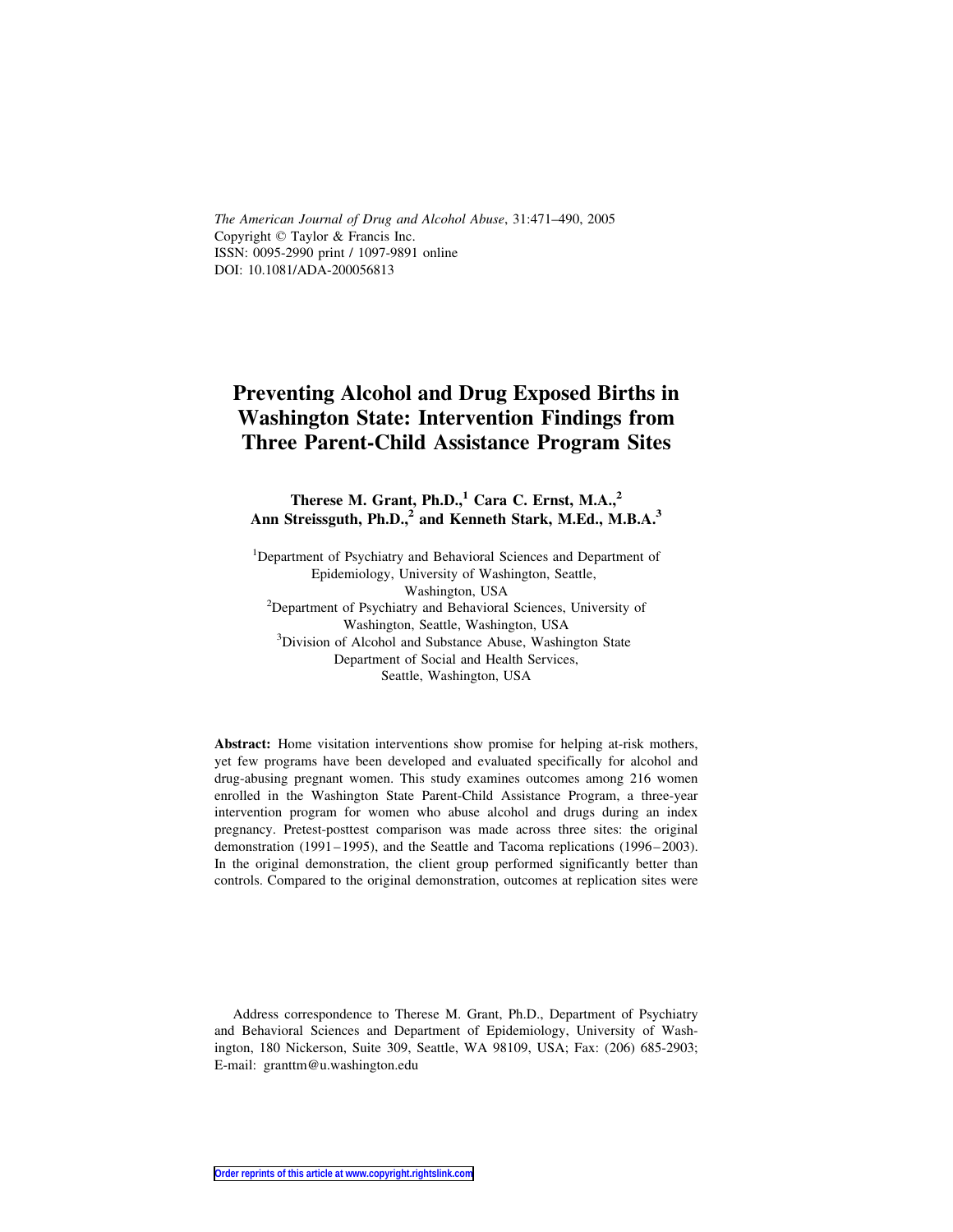*The American Journal of Drug and Alcohol Abuse*, 31:471–490, 2005
Copyright © Taylor & Francis Inc.
ISSN: 0095-2990 print / 1097-9891 online
DOI: 10.1081/ADA-200056813

# Preventing Alcohol and Drug Exposed Births in Washington State: Intervention Findings from Three Parent-Child Assistance Program Sites

**Therese M. Grant, Ph.D.,[1] Cara C. Ernst, M.A.,[2] Ann Streissguth, Ph.D.,[2] and Kenneth Stark, M.Ed., M.B.A.[3]**

[1]Department of Psychiatry and Behavioral Sciences and Department of Epidemiology, University of Washington, Seattle, Washington, USA
[2]Department of Psychiatry and Behavioral Sciences, University of Washington, Seattle, Washington, USA
[3]Division of Alcohol and Substance Abuse, Washington State Department of Social and Health Services, Seattle, Washington, USA

**Abstract:** Home visitation interventions show promise for helping at-risk mothers, yet few programs have been developed and evaluated specifically for alcohol and drug-abusing pregnant women. This study examines outcomes among 216 women enrolled in the Washington State Parent-Child Assistance Program, a three-year intervention program for women who abuse alcohol and drugs during an index pregnancy. Pretest-posttest comparison was made across three sites: the original demonstration (1991–1995), and the Seattle and Tacoma replications (1996–2003). In the original demonstration, the client group performed significantly better than controls. Compared to the original demonstration, outcomes at replication sites were

Address correspondence to Therese M. Grant, Ph.D., Department of Psychiatry and Behavioral Sciences and Department of Epidemiology, University of Washington, 180 Nickerson, Suite 309, Seattle, WA 98109, USA; Fax: (206) 685-2903; E-mail: granttm@u.washington.edu

Order reprints of this article at www.copyright.rightslink.com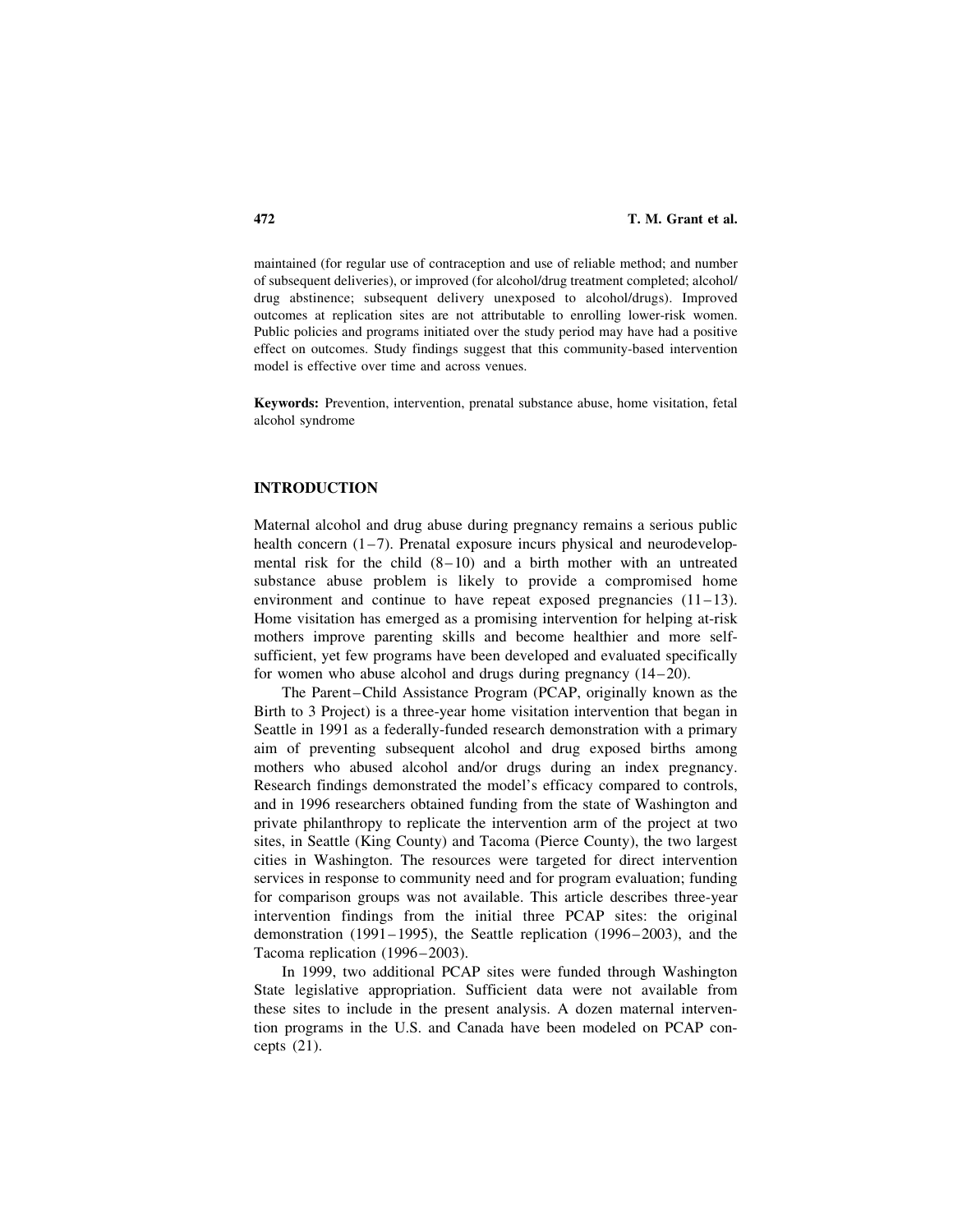maintained (for regular use of contraception and use of reliable method; and number of subsequent deliveries), or improved (for alcohol/drug treatment completed; alcohol/drug abstinence; subsequent delivery unexposed to alcohol/drugs). Improved outcomes at replication sites are not attributable to enrolling lower-risk women. Public policies and programs initiated over the study period may have had a positive effect on outcomes. Study findings suggest that this community-based intervention model is effective over time and across venues.

**Keywords:** Prevention, intervention, prenatal substance abuse, home visitation, fetal alcohol syndrome

## INTRODUCTION

Maternal alcohol and drug abuse during pregnancy remains a serious public health concern (1–7). Prenatal exposure incurs physical and neurodevelopmental risk for the child (8–10) and a birth mother with an untreated substance abuse problem is likely to provide a compromised home environment and continue to have repeat exposed pregnancies (11–13). Home visitation has emerged as a promising intervention for helping at-risk mothers improve parenting skills and become healthier and more self-sufficient, yet few programs have been developed and evaluated specifically for women who abuse alcohol and drugs during pregnancy (14–20).

The Parent–Child Assistance Program (PCAP, originally known as the Birth to 3 Project) is a three-year home visitation intervention that began in Seattle in 1991 as a federally-funded research demonstration with a primary aim of preventing subsequent alcohol and drug exposed births among mothers who abused alcohol and/or drugs during an index pregnancy. Research findings demonstrated the model's efficacy compared to controls, and in 1996 researchers obtained funding from the state of Washington and private philanthropy to replicate the intervention arm of the project at two sites, in Seattle (King County) and Tacoma (Pierce County), the two largest cities in Washington. The resources were targeted for direct intervention services in response to community need and for program evaluation; funding for comparison groups was not available. This article describes three-year intervention findings from the initial three PCAP sites: the original demonstration (1991–1995), the Seattle replication (1996–2003), and the Tacoma replication (1996–2003).

In 1999, two additional PCAP sites were funded through Washington State legislative appropriation. Sufficient data were not available from these sites to include in the present analysis. A dozen maternal intervention programs in the U.S. and Canada have been modeled on PCAP concepts (21).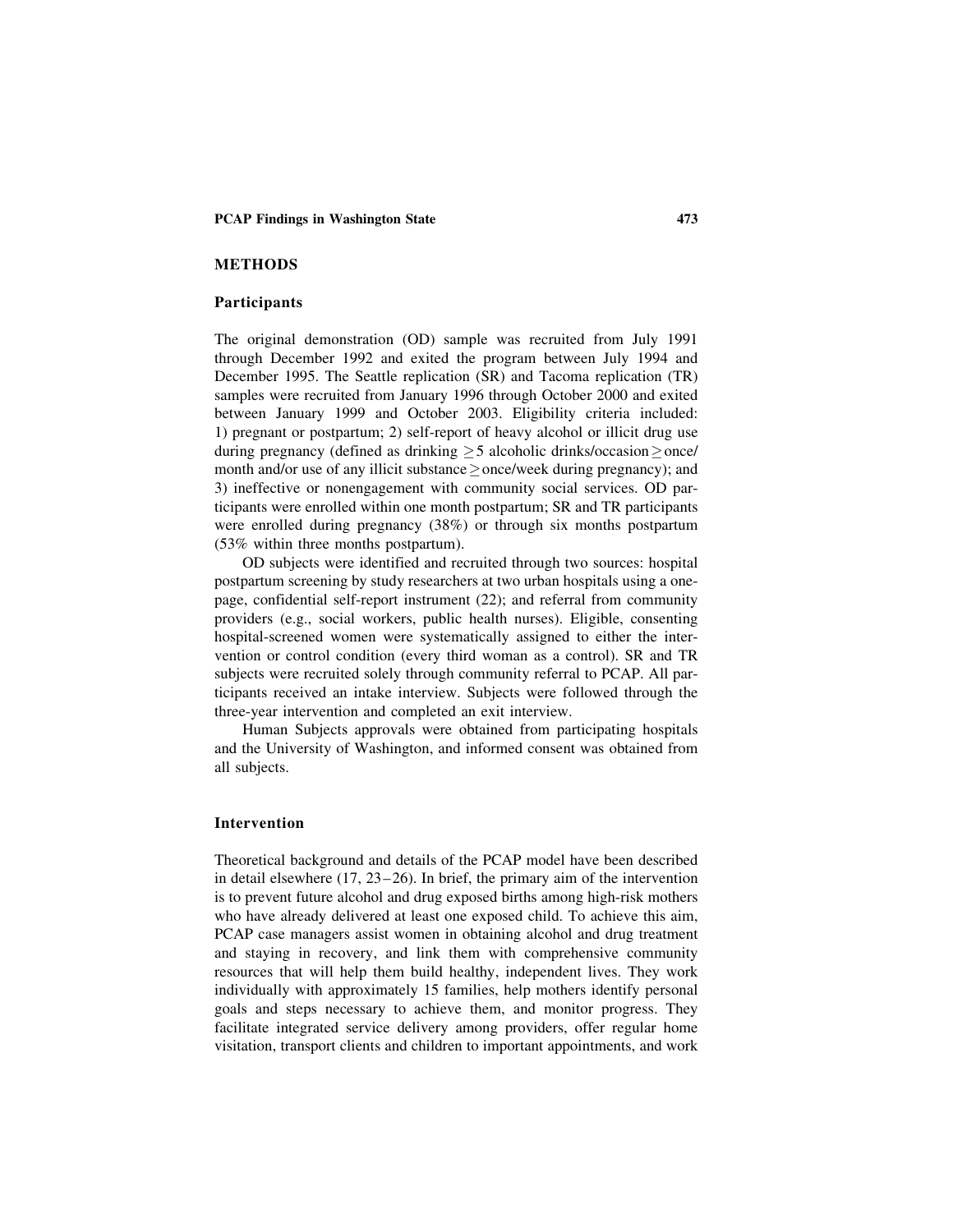## METHODS

### Participants

The original demonstration (OD) sample was recruited from July 1991 through December 1992 and exited the program between July 1994 and December 1995. The Seattle replication (SR) and Tacoma replication (TR) samples were recruited from January 1996 through October 2000 and exited between January 1999 and October 2003. Eligibility criteria included: 1) pregnant or postpartum; 2) self-report of heavy alcohol or illicit drug use during pregnancy (defined as drinking $\geq 5$ alcoholic drinks/occasion $\geq$ once/month and/or use of any illicit substance $\geq$ once/week during pregnancy); and 3) ineffective or nonengagement with community social services. OD participants were enrolled within one month postpartum; SR and TR participants were enrolled during pregnancy (38%) or through six months postpartum (53% within three months postpartum).

OD subjects were identified and recruited through two sources: hospital postpartum screening by study researchers at two urban hospitals using a one-page, confidential self-report instrument (22); and referral from community providers (e.g., social workers, public health nurses). Eligible, consenting hospital-screened women were systematically assigned to either the intervention or control condition (every third woman as a control). SR and TR subjects were recruited solely through community referral to PCAP. All participants received an intake interview. Subjects were followed through the three-year intervention and completed an exit interview.

Human Subjects approvals were obtained from participating hospitals and the University of Washington, and informed consent was obtained from all subjects.

### Intervention

Theoretical background and details of the PCAP model have been described in detail elsewhere (17, 23–26). In brief, the primary aim of the intervention is to prevent future alcohol and drug exposed births among high-risk mothers who have already delivered at least one exposed child. To achieve this aim, PCAP case managers assist women in obtaining alcohol and drug treatment and staying in recovery, and link them with comprehensive community resources that will help them build healthy, independent lives. They work individually with approximately 15 families, help mothers identify personal goals and steps necessary to achieve them, and monitor progress. They facilitate integrated service delivery among providers, offer regular home visitation, transport clients and children to important appointments, and work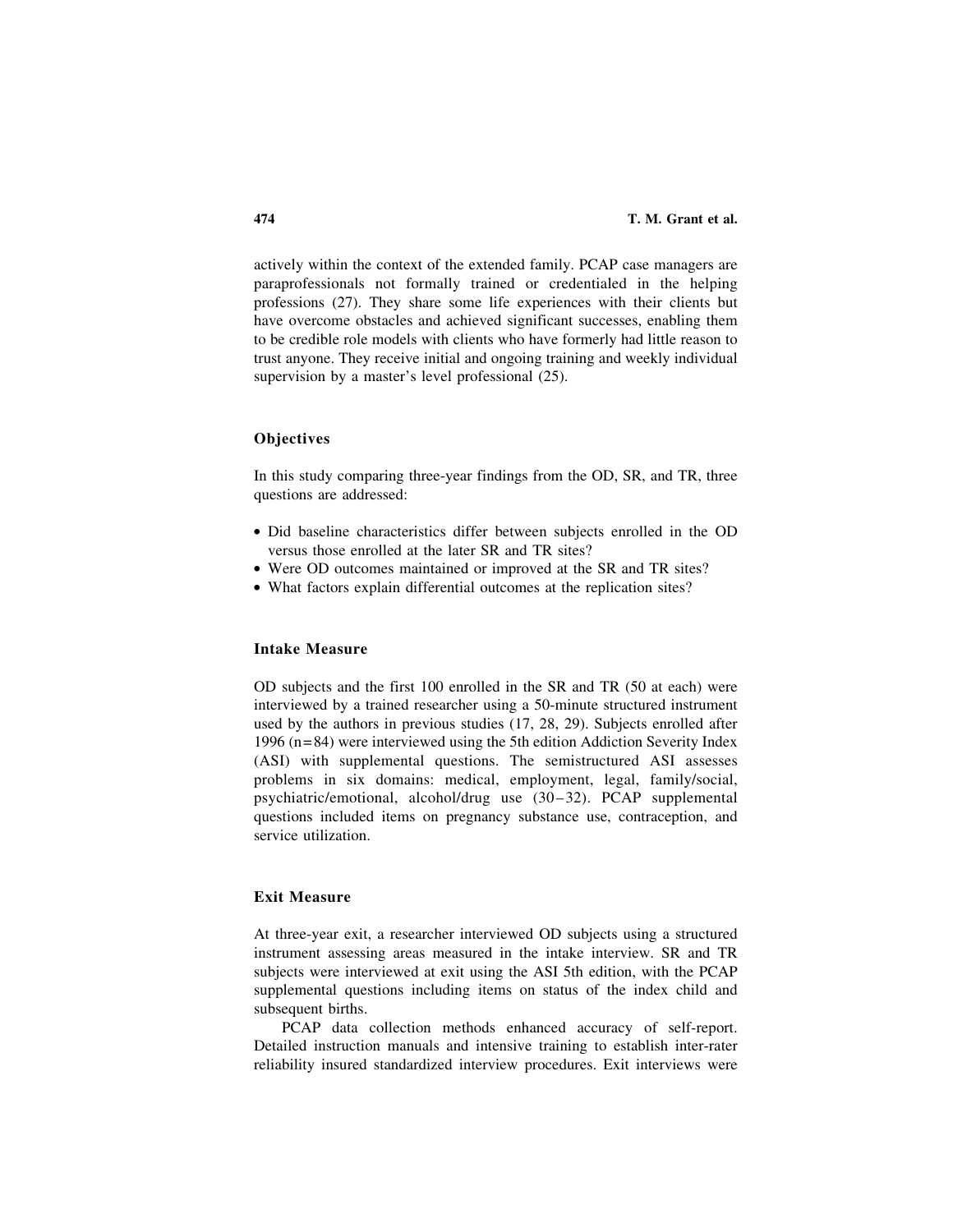actively within the context of the extended family. PCAP case managers are paraprofessionals not formally trained or credentialed in the helping professions (27). They share some life experiences with their clients but have overcome obstacles and achieved significant successes, enabling them to be credible role models with clients who have formerly had little reason to trust anyone. They receive initial and ongoing training and weekly individual supervision by a master's level professional (25).

### Objectives

In this study comparing three-year findings from the OD, SR, and TR, three questions are addressed:

- Did baseline characteristics differ between subjects enrolled in the OD versus those enrolled at the later SR and TR sites?
- Were OD outcomes maintained or improved at the SR and TR sites?
- What factors explain differential outcomes at the replication sites?

### Intake Measure

OD subjects and the first 100 enrolled in the SR and TR (50 at each) were interviewed by a trained researcher using a 50-minute structured instrument used by the authors in previous studies (17, 28, 29). Subjects enrolled after 1996 (n = 84) were interviewed using the 5th edition Addiction Severity Index (ASI) with supplemental questions. The semistructured ASI assesses problems in six domains: medical, employment, legal, family/social, psychiatric/emotional, alcohol/drug use (30–32). PCAP supplemental questions included items on pregnancy substance use, contraception, and service utilization.

### Exit Measure

At three-year exit, a researcher interviewed OD subjects using a structured instrument assessing areas measured in the intake interview. SR and TR subjects were interviewed at exit using the ASI 5th edition, with the PCAP supplemental questions including items on status of the index child and subsequent births.

PCAP data collection methods enhanced accuracy of self-report. Detailed instruction manuals and intensive training to establish inter-rater reliability insured standardized interview procedures. Exit interviews were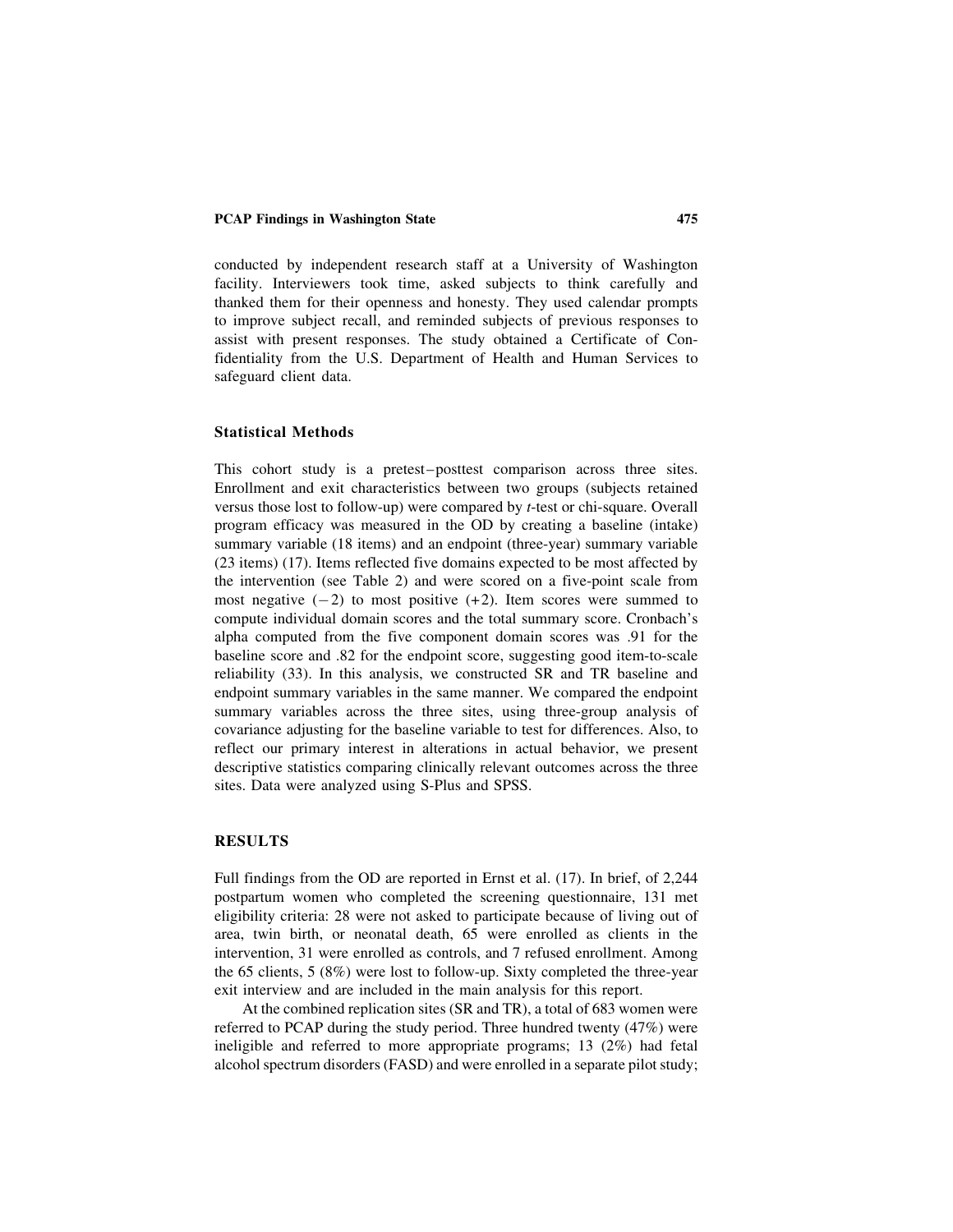conducted by independent research staff at a University of Washington facility. Interviewers took time, asked subjects to think carefully and thanked them for their openness and honesty. They used calendar prompts to improve subject recall, and reminded subjects of previous responses to assist with present responses. The study obtained a Certificate of Confidentiality from the U.S. Department of Health and Human Services to safeguard client data.

### Statistical Methods

This cohort study is a pretest–posttest comparison across three sites. Enrollment and exit characteristics between two groups (subjects retained versus those lost to follow-up) were compared by *t*-test or chi-square. Overall program efficacy was measured in the OD by creating a baseline (intake) summary variable (18 items) and an endpoint (three-year) summary variable (23 items) (17). Items reflected five domains expected to be most affected by the intervention (see Table 2) and were scored on a five-point scale from most negative ($-2$) to most positive ($+2$). Item scores were summed to compute individual domain scores and the total summary score. Cronbach's alpha computed from the five component domain scores was .91 for the baseline score and .82 for the endpoint score, suggesting good item-to-scale reliability (33). In this analysis, we constructed SR and TR baseline and endpoint summary variables in the same manner. We compared the endpoint summary variables across the three sites, using three-group analysis of covariance adjusting for the baseline variable to test for differences. Also, to reflect our primary interest in alterations in actual behavior, we present descriptive statistics comparing clinically relevant outcomes across the three sites. Data were analyzed using S-Plus and SPSS.

## RESULTS

Full findings from the OD are reported in Ernst et al. (17). In brief, of 2,244 postpartum women who completed the screening questionnaire, 131 met eligibility criteria: 28 were not asked to participate because of living out of area, twin birth, or neonatal death, 65 were enrolled as clients in the intervention, 31 were enrolled as controls, and 7 refused enrollment. Among the 65 clients, 5 (8%) were lost to follow-up. Sixty completed the three-year exit interview and are included in the main analysis for this report.

At the combined replication sites (SR and TR), a total of 683 women were referred to PCAP during the study period. Three hundred twenty (47%) were ineligible and referred to more appropriate programs; 13 (2%) had fetal alcohol spectrum disorders (FASD) and were enrolled in a separate pilot study;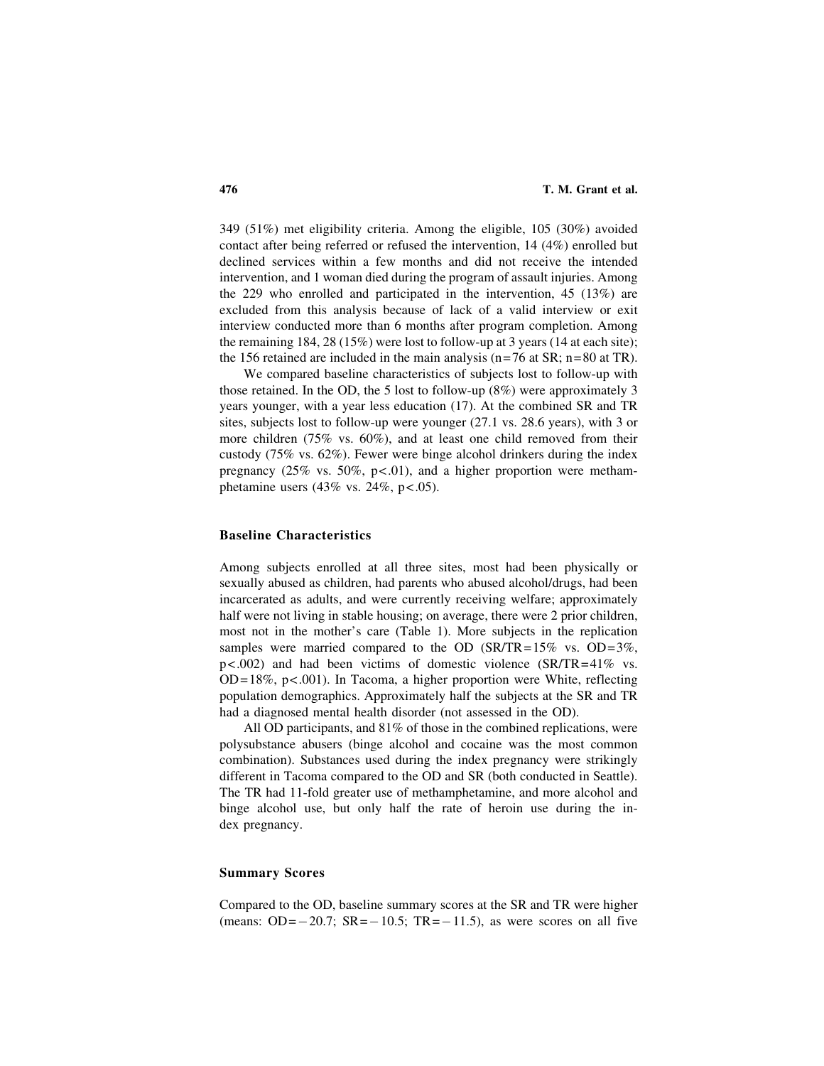349 (51%) met eligibility criteria. Among the eligible, 105 (30%) avoided contact after being referred or refused the intervention, 14 (4%) enrolled but declined services within a few months and did not receive the intended intervention, and 1 woman died during the program of assault injuries. Among the 229 who enrolled and participated in the intervention, 45 (13%) are excluded from this analysis because of lack of a valid interview or exit interview conducted more than 6 months after program completion. Among the remaining 184, 28 (15%) were lost to follow-up at 3 years (14 at each site); the 156 retained are included in the main analysis (n=76 at SR; n=80 at TR).

We compared baseline characteristics of subjects lost to follow-up with those retained. In the OD, the 5 lost to follow-up (8%) were approximately 3 years younger, with a year less education (17). At the combined SR and TR sites, subjects lost to follow-up were younger (27.1 vs. 28.6 years), with 3 or more children (75% vs. 60%), and at least one child removed from their custody (75% vs. 62%). Fewer were binge alcohol drinkers during the index pregnancy (25% vs. 50%, $p<.01$), and a higher proportion were methamphetamine users (43% vs. 24%, $p<.05$).

### Baseline Characteristics

Among subjects enrolled at all three sites, most had been physically or sexually abused as children, had parents who abused alcohol/drugs, had been incarcerated as adults, and were currently receiving welfare; approximately half were not living in stable housing; on average, there were 2 prior children, most not in the mother's care (Table 1). More subjects in the replication samples were married compared to the OD (SR/TR=15% vs. OD=3%, $p<.002$) and had been victims of domestic violence (SR/TR=41% vs. OD=18%, $p<.001$). In Tacoma, a higher proportion were White, reflecting population demographics. Approximately half the subjects at the SR and TR had a diagnosed mental health disorder (not assessed in the OD).

All OD participants, and 81% of those in the combined replications, were polysubstance abusers (binge alcohol and cocaine was the most common combination). Substances used during the index pregnancy were strikingly different in Tacoma compared to the OD and SR (both conducted in Seattle). The TR had 11-fold greater use of methamphetamine, and more alcohol and binge alcohol use, but only half the rate of heroin use during the index pregnancy.

### Summary Scores

Compared to the OD, baseline summary scores at the SR and TR were higher (means: OD=−20.7; SR=−10.5; TR=−11.5), as were scores on all five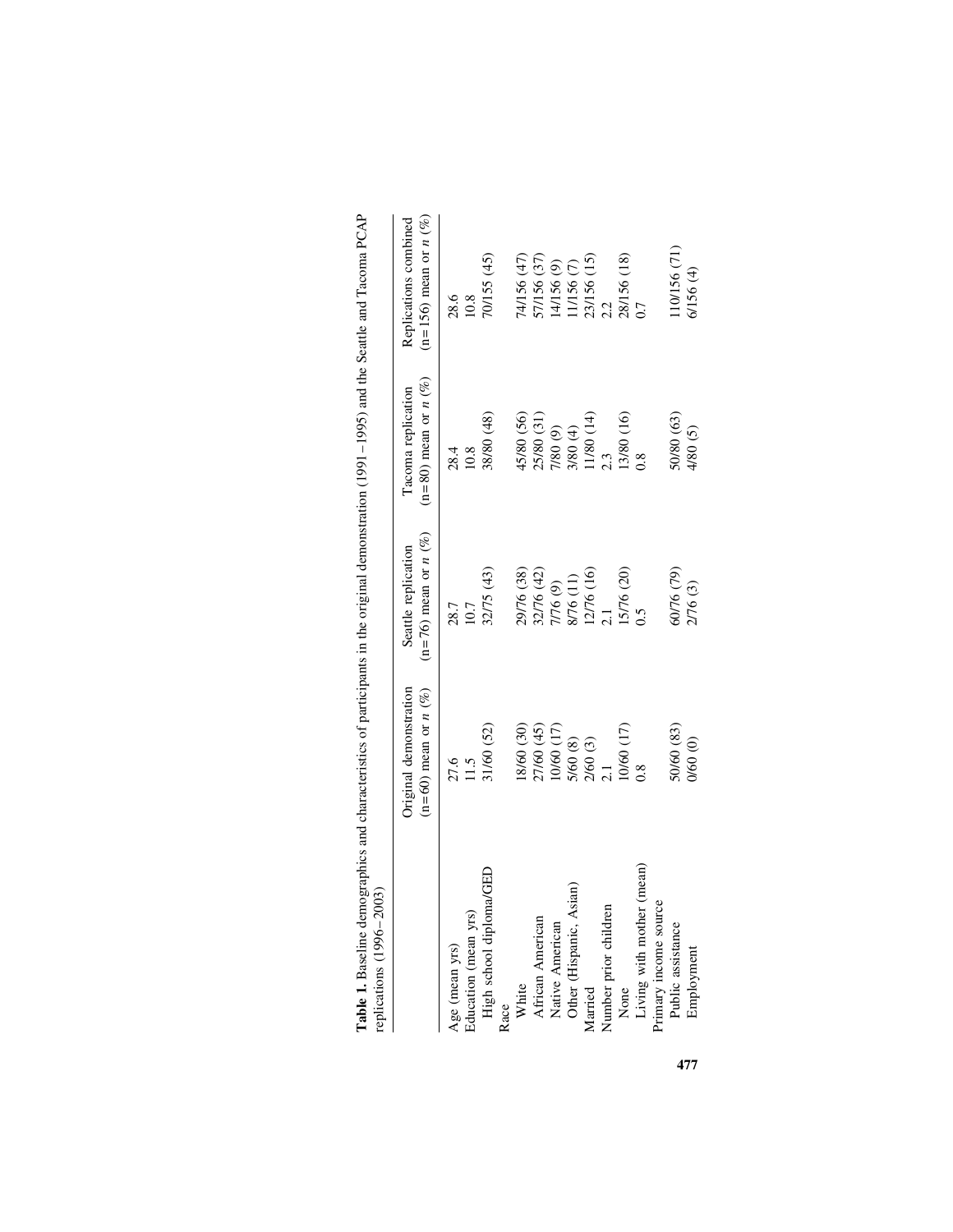**Table 1.** Baseline demographics and characteristics of participants in the original demonstration (1991–1995) and the Seattle and Tacoma PCAP replications (1996–2003)

| | Original demonstration (n=60) mean or *n* (%) | Seattle replication (n=76) mean or *n* (%) | Tacoma replication (n=80) mean or *n* (%) | Replications combined (n=156) mean or *n* (%) |
|---|---|---|---|---|
| Age (mean yrs) | 27.6 | 28.7 | 28.4 | 28.6 |
| Education (mean yrs) | 11.5 | 10.7 | 10.8 | 10.8 |
| High school diploma/GED | 31/60 (52) | 32/75 (43) | 38/80 (48) | 70/155 (45) |
| Race | | | | |
| White | 18/60 (30) | 29/76 (38) | 45/80 (56) | 74/156 (47) |
| African American | 27/60 (45) | 32/76 (42) | 25/80 (31) | 57/156 (37) |
| Native American | 10/60 (17) | 7/76 (9) | 7/80 (9) | 14/156 (9) |
| Other (Hispanic, Asian) | 5/60 (8) | 8/76 (11) | 3/80 (4) | 11/156 (7) |
| Married | 2/60 (3) | 12/76 (16) | 11/80 (14) | 23/156 (15) |
| Number prior children | 2.1 | 2.1 | 2.3 | 2.2 |
| None | 10/60 (17) | 15/76 (20) | 13/80 (16) | 28/156 (18) |
| Living with mother (mean) | 0.8 | 0.5 | 0.8 | 0.7 |
| Primary income source | | | | |
| Public assistance | 50/60 (83) | 60/76 (79) | 50/80 (63) | 110/156 (71) |
| Employment | 0/60 (0) | 2/76 (3) | 4/80 (5) | 6/156 (4) |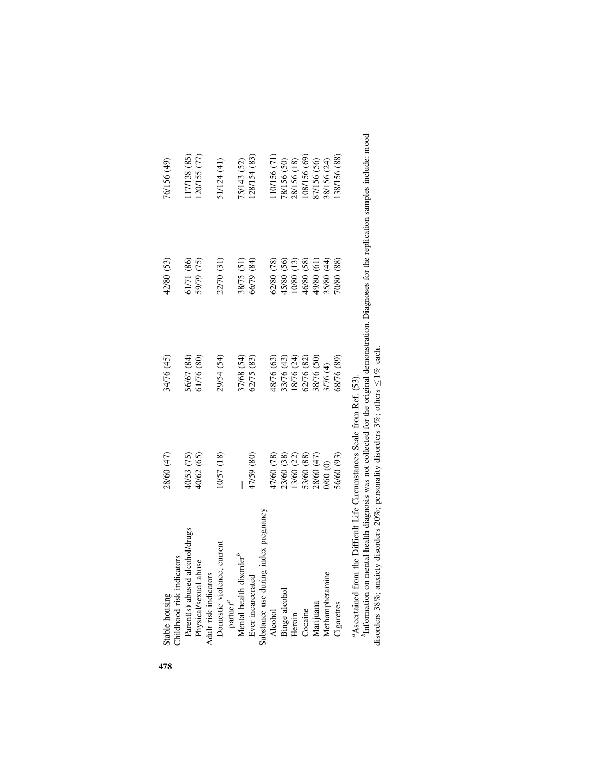| | | | | |
|---|---|---|---|---|
| Stable housing | 28/60 (47) | 34/76 (45) | 42/80 (53) | 76/156 (49) |
| Childhood risk indicators | | | | |
| Parent(s) abused alcohol/drugs | 40/53 (75) | 56/67 (84) | 61/71 (86) | 117/138 (85) |
| Physical/sexual abuse | 40/62 (65) | 61/76 (80) | 59/79 (75) | 120/155 (77) |
| Adult risk indicators | | | | |
| Domestic violence, current partner[a] | 10/57 (18) | 29/54 (54) | 22/70 (31) | 51/124 (41) |
| Mental health disorder[b] | — | 37/68 (54) | 38/75 (51) | 75/143 (52) |
| Ever incarcerated | 47/59 (80) | 62/75 (83) | 66/79 (84) | 128/154 (83) |
| Substance use during index pregnancy | | | | |
| Alcohol | 47/60 (78) | 48/76 (63) | 62/80 (78) | 110/156 (71) |
| Binge alcohol | 23/60 (38) | 33/76 (43) | 45/80 (56) | 78/156 (50) |
| Heroin | 13/60 (22) | 18/76 (24) | 10/80 (13) | 28/156 (18) |
| Cocaine | 53/60 (88) | 62/76 (82) | 46/80 (58) | 108/156 (69) |
| Marijuana | 28/60 (47) | 38/76 (50) | 49/80 (61) | 87/156 (56) |
| Methamphetamine | 0/60 (0) | 3/76 (4) | 35/80 (44) | 38/156 (24) |
| Cigarettes | 56/60 (93) | 68/76 (89) | 70/80 (88) | 138/156 (88) |

[a] Ascertained from the Difficult Life Circumstances Scale from Ref. (53).
[b] Information on mental health diagnosis was not collected for the original demonstration. Diagnoses for the replication samples include: mood disorders 38%; anxiety disorders 20%; personality disorders 3%; others ≤1% each.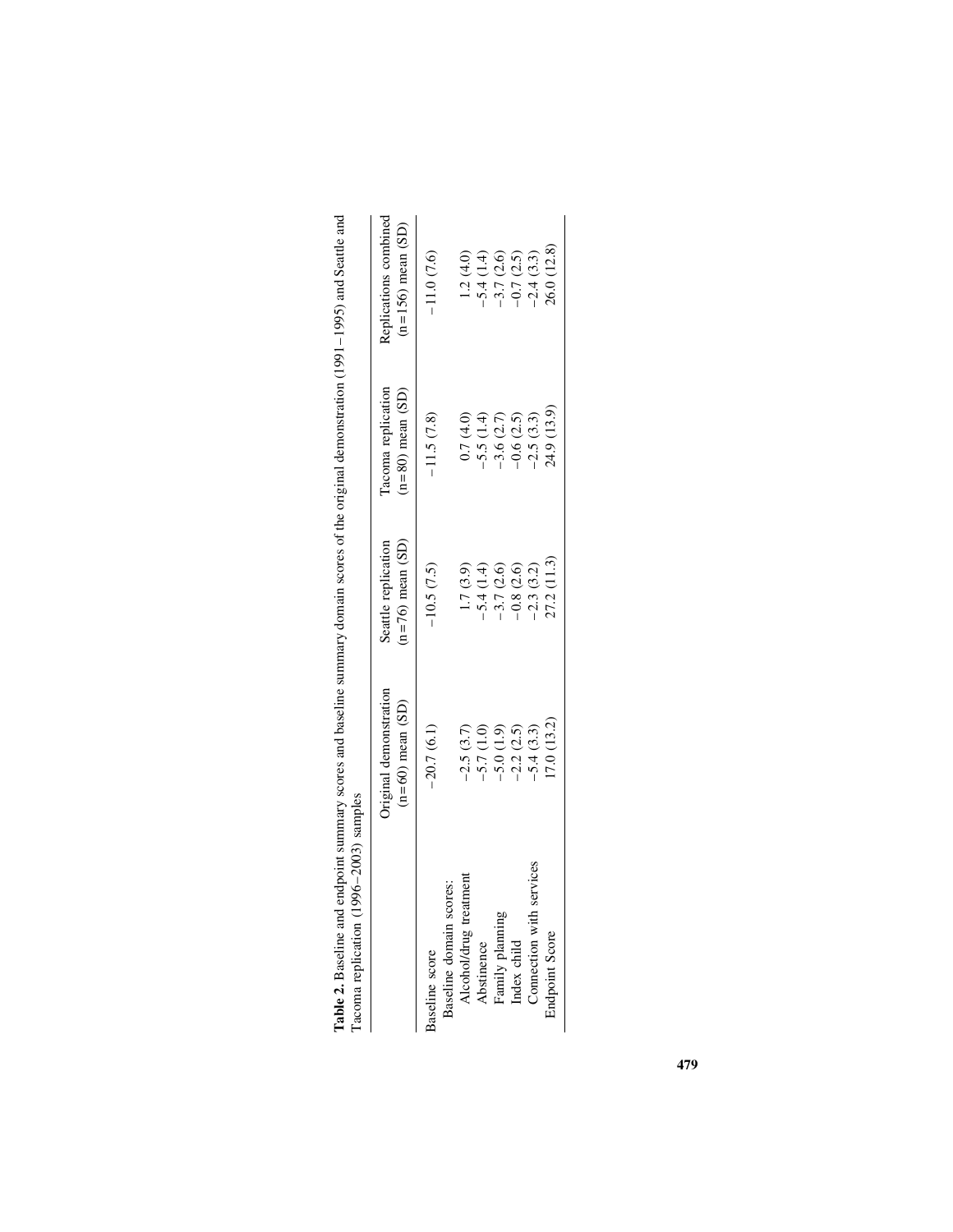**Table 2.** Baseline and endpoint summary scores and baseline summary domain scores of the original demonstration (1991–1995) and Seattle and Tacoma replication (1996–2003) samples

| | Original demonstration (n=60) mean (SD) | Seattle replication (n=76) mean (SD) | Tacoma replication (n=80) mean (SD) | Replications combined (n=156) mean (SD) |
|---|---|---|---|---|
| Baseline score | −20.7 (6.1) | −10.5 (7.5) | −11.5 (7.8) | −11.0 (7.6) |
| Baseline domain scores: | | | | |
| Alcohol/drug treatment | −2.5 (3.7) | 1.7 (3.9) | 0.7 (4.0) | 1.2 (4.0) |
| Abstinence | −5.7 (1.0) | −5.4 (1.4) | −5.5 (1.4) | −5.4 (1.4) |
| Family planning | −5.0 (1.9) | −3.7 (2.6) | −3.6 (2.7) | −3.7 (2.6) |
| Index child | −2.2 (2.5) | −0.8 (2.6) | −0.6 (2.5) | −0.7 (2.5) |
| Connection with services | −5.4 (3.3) | −2.3 (3.2) | −2.5 (3.3) | −2.4 (3.3) |
| Endpoint Score | 17.0 (13.2) | 27.2 (11.3) | 24.9 (13.9) | 26.0 (12.8) |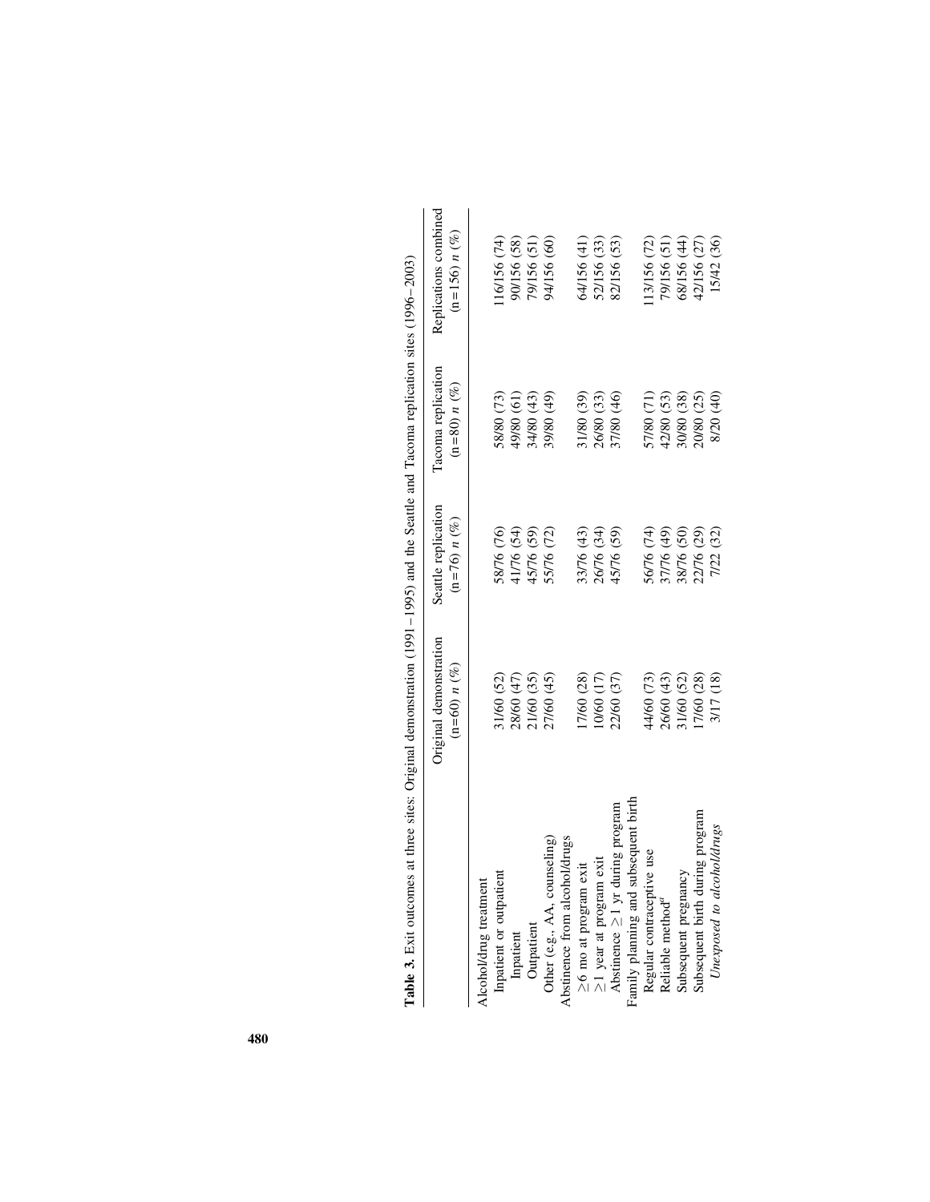**Table 3.** Exit outcomes at three sites: Original demonstration (1991–1995) and the Seattle and Tacoma replication sites (1996–2003)

| | Original demonstration (n=60) *n* (%) | Seattle replication (n=76) *n* (%) | Tacoma replication (n=80) *n* (%) | Replications combined (n=156) *n* (%) |
|---|---|---|---|---|
| Alcohol/drug treatment | | | | |
| Inpatient or outpatient | 31/60 (52) | 58/76 (76) | 58/80 (73) | 116/156 (74) |
| Inpatient | 28/60 (47) | 41/76 (54) | 49/80 (61) | 90/156 (58) |
| Outpatient | 21/60 (35) | 45/76 (59) | 34/80 (43) | 79/156 (51) |
| Other (e.g., AA, counseling) | 27/60 (45) | 55/76 (72) | 39/80 (49) | 94/156 (60) |
| Abstinence from alcohol/drugs | | | | |
| ≥6 mo at program exit | 17/60 (28) | 33/76 (43) | 31/80 (39) | 64/156 (41) |
| ≥1 year at program exit | 10/60 (17) | 26/76 (34) | 26/80 (33) | 52/156 (33) |
| Abstinence ≥1 yr during program | 22/60 (37) | 45/76 (59) | 37/80 (46) | 82/156 (53) |
| Family planning and subsequent birth | | | | |
| Regular contraceptive use | 44/60 (73) | 56/76 (74) | 57/80 (71) | 113/156 (72) |
| Reliable method[a] | 26/60 (43) | 37/76 (49) | 42/80 (53) | 79/156 (51) |
| Subsequent pregnancy | 31/60 (52) | 38/76 (50) | 30/80 (38) | 68/156 (44) |
| Subsequent birth during program | 17/60 (28) | 22/76 (29) | 20/80 (25) | 42/156 (27) |
| *Unexposed to alcohol/drugs* | 3/17 (18) | 7/22 (32) | 8/20 (40) | 15/42 (36) |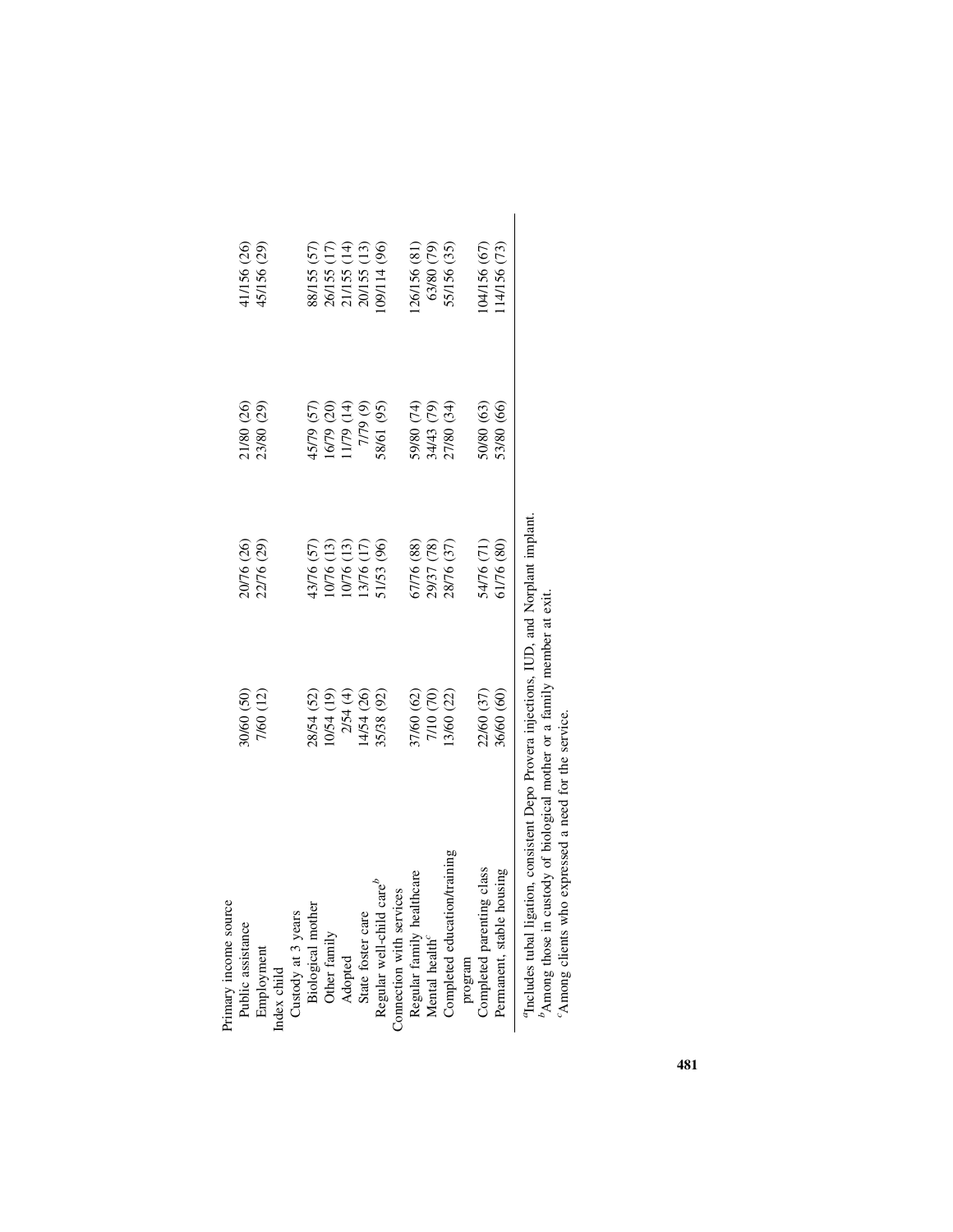| | | | | |
|---|---|---|---|---|
| Primary income source | | | | |
| Public assistance | 30/60 (50) | 20/76 (26) | 21/80 (26) | 41/156 (26) |
| Employment | 7/60 (12) | 22/76 (29) | 23/80 (29) | 45/156 (29) |
| Index child | | | | |
| Custody at 3 years | | | | |
| Biological mother | 28/54 (52) | 43/76 (57) | 45/79 (57) | 88/155 (57) |
| Other family | 10/54 (19) | 10/76 (13) | 16/79 (20) | 26/155 (17) |
| Adopted | 2/54 (4) | 10/76 (13) | 11/79 (14) | 21/155 (14) |
| State foster care | 14/54 (26) | 13/76 (17) | 7/79 (9) | 20/155 (13) |
| Regular well-child care[b] | 35/38 (92) | 51/53 (96) | 58/61 (95) | 109/114 (96) |
| Connection with services | | | | |
| Regular family healthcare | 37/60 (62) | 67/76 (88) | 59/80 (74) | 126/156 (81) |
| Mental health[c] | 7/10 (70) | 29/37 (78) | 34/43 (79) | 63/80 (79) |
| Completed education/training program | 13/60 (22) | 28/76 (37) | 27/80 (34) | 55/156 (35) |
| Completed parenting class | 22/60 (37) | 54/76 (71) | 50/80 (63) | 104/156 (67) |
| Permanent, stable housing | 36/60 (60) | 61/76 (80) | 53/80 (66) | 114/156 (73) |

[a]Includes tubal ligation, consistent Depo Provera injections, IUD, and Norplant implant.
[b]Among those in custody of biological mother or a family member at exit.
[c]Among clients who expressed a need for the service.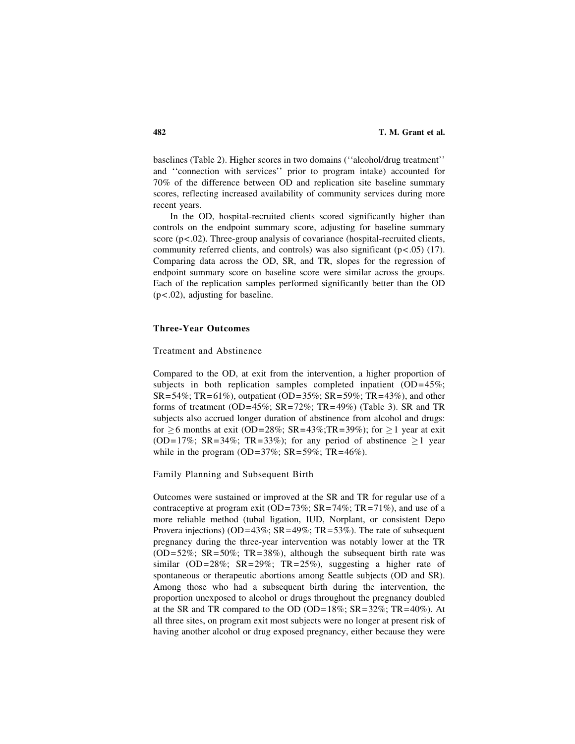baselines (Table 2). Higher scores in two domains (''alcohol/drug treatment'' and ''connection with services'' prior to program intake) accounted for 70% of the difference between OD and replication site baseline summary scores, reflecting increased availability of community services during more recent years.

In the OD, hospital-recruited clients scored significantly higher than controls on the endpoint summary score, adjusting for baseline summary score ($p<.02$). Three-group analysis of covariance (hospital-recruited clients, community referred clients, and controls) was also significant ($p<.05$) (17). Comparing data across the OD, SR, and TR, slopes for the regression of endpoint summary score on baseline score were similar across the groups. Each of the replication samples performed significantly better than the OD ($p<.02$), adjusting for baseline.

### Three-Year Outcomes

#### Treatment and Abstinence

Compared to the OD, at exit from the intervention, a higher proportion of subjects in both replication samples completed inpatient (OD=45%; SR=54%; TR=61%), outpatient (OD=35%; SR=59%; TR=43%), and other forms of treatment (OD=45%; SR=72%; TR=49%) (Table 3). SR and TR subjects also accrued longer duration of abstinence from alcohol and drugs: for $\geq$6 months at exit (OD=28%; SR=43%;TR=39%); for $\geq$1 year at exit (OD=17%; SR=34%; TR=33%); for any period of abstinence $\geq$1 year while in the program (OD=37%; SR=59%; TR=46%).

#### Family Planning and Subsequent Birth

Outcomes were sustained or improved at the SR and TR for regular use of a contraceptive at program exit (OD=73%; SR=74%; TR=71%), and use of a more reliable method (tubal ligation, IUD, Norplant, or consistent Depo Provera injections) (OD=43%; SR=49%; TR=53%). The rate of subsequent pregnancy during the three-year intervention was notably lower at the TR (OD=52%; SR=50%; TR=38%), although the subsequent birth rate was similar (OD=28%; SR=29%; TR=25%), suggesting a higher rate of spontaneous or therapeutic abortions among Seattle subjects (OD and SR). Among those who had a subsequent birth during the intervention, the proportion unexposed to alcohol or drugs throughout the pregnancy doubled at the SR and TR compared to the OD (OD=18%; SR=32%; TR=40%). At all three sites, on program exit most subjects were no longer at present risk of having another alcohol or drug exposed pregnancy, either because they were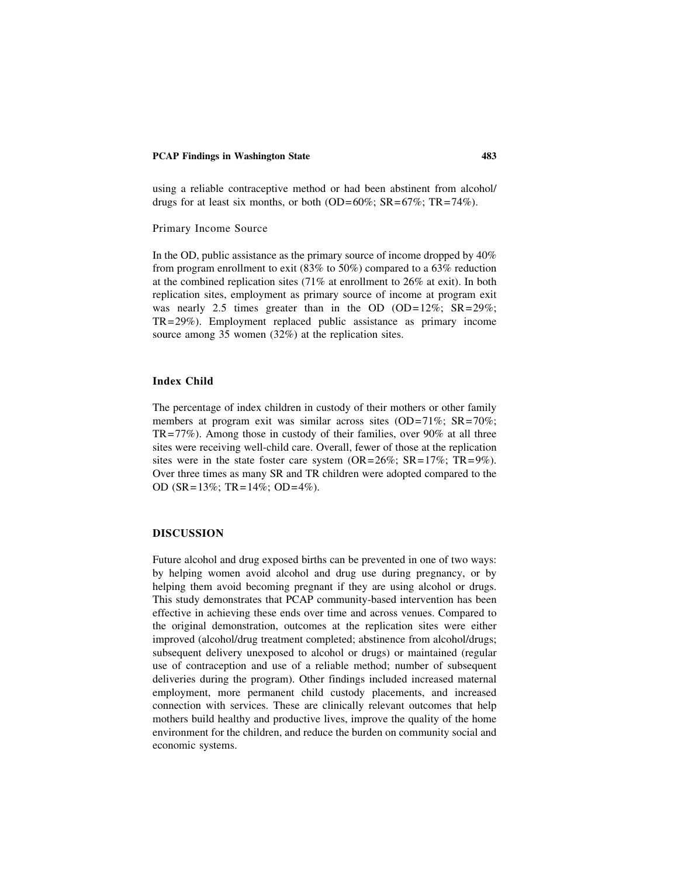using a reliable contraceptive method or had been abstinent from alcohol/drugs for at least six months, or both (OD=60%; SR=67%; TR=74%).

### Primary Income Source

In the OD, public assistance as the primary source of income dropped by 40% from program enrollment to exit (83% to 50%) compared to a 63% reduction at the combined replication sites (71% at enrollment to 26% at exit). In both replication sites, employment as primary source of income at program exit was nearly 2.5 times greater than in the OD (OD=12%; SR=29%; TR=29%). Employment replaced public assistance as primary income source among 35 women (32%) at the replication sites.

### Index Child

The percentage of index children in custody of their mothers or other family members at program exit was similar across sites (OD=71%; SR=70%; TR=77%). Among those in custody of their families, over 90% at all three sites were receiving well-child care. Overall, fewer of those at the replication sites were in the state foster care system (OR=26%; SR=17%; TR=9%). Over three times as many SR and TR children were adopted compared to the OD (SR=13%; TR=14%; OD=4%).

## DISCUSSION

Future alcohol and drug exposed births can be prevented in one of two ways: by helping women avoid alcohol and drug use during pregnancy, or by helping them avoid becoming pregnant if they are using alcohol or drugs. This study demonstrates that PCAP community-based intervention has been effective in achieving these ends over time and across venues. Compared to the original demonstration, outcomes at the replication sites were either improved (alcohol/drug treatment completed; abstinence from alcohol/drugs; subsequent delivery unexposed to alcohol or drugs) or maintained (regular use of contraception and use of a reliable method; number of subsequent deliveries during the program). Other findings included increased maternal employment, more permanent child custody placements, and increased connection with services. These are clinically relevant outcomes that help mothers build healthy and productive lives, improve the quality of the home environment for the children, and reduce the burden on community social and economic systems.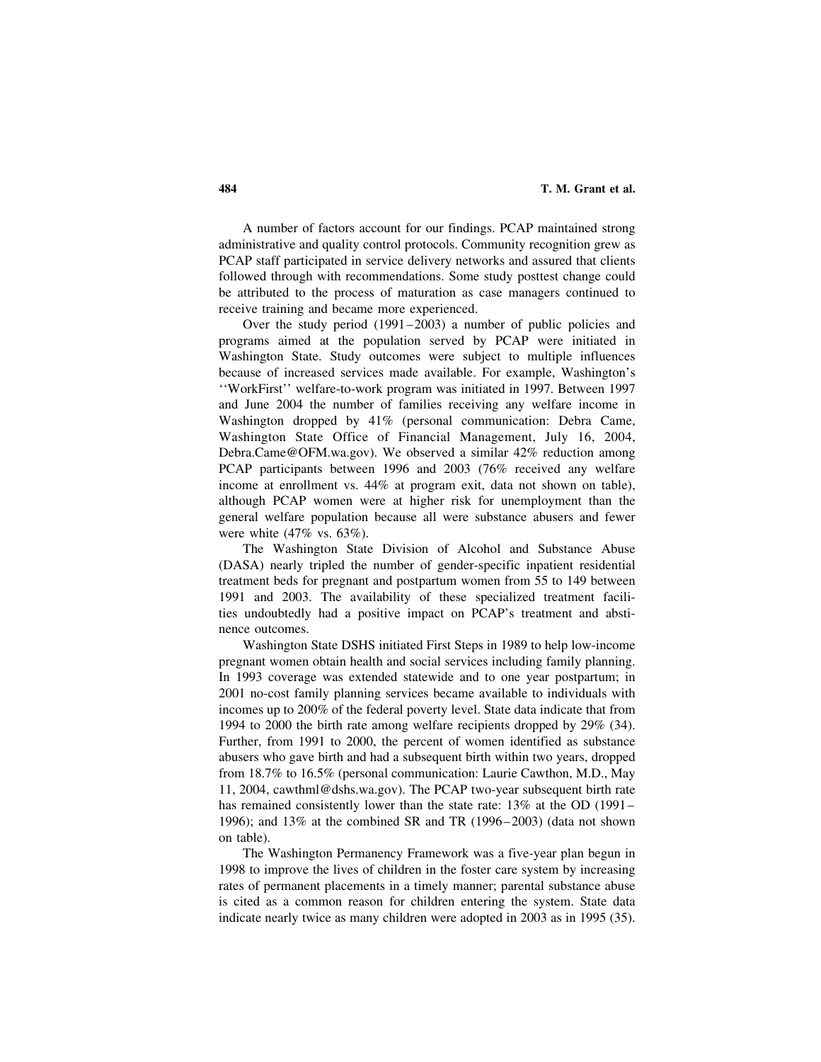A number of factors account for our findings. PCAP maintained strong administrative and quality control protocols. Community recognition grew as PCAP staff participated in service delivery networks and assured that clients followed through with recommendations. Some study posttest change could be attributed to the process of maturation as case managers continued to receive training and became more experienced.

Over the study period (1991–2003) a number of public policies and programs aimed at the population served by PCAP were initiated in Washington State. Study outcomes were subject to multiple influences because of increased services made available. For example, Washington's ''WorkFirst'' welfare-to-work program was initiated in 1997. Between 1997 and June 2004 the number of families receiving any welfare income in Washington dropped by 41% (personal communication: Debra Came, Washington State Office of Financial Management, July 16, 2004, Debra.Came@OFM.wa.gov). We observed a similar 42% reduction among PCAP participants between 1996 and 2003 (76% received any welfare income at enrollment vs. 44% at program exit, data not shown on table), although PCAP women were at higher risk for unemployment than the general welfare population because all were substance abusers and fewer were white (47% vs. 63%).

The Washington State Division of Alcohol and Substance Abuse (DASA) nearly tripled the number of gender-specific inpatient residential treatment beds for pregnant and postpartum women from 55 to 149 between 1991 and 2003. The availability of these specialized treatment facilities undoubtedly had a positive impact on PCAP's treatment and abstinence outcomes.

Washington State DSHS initiated First Steps in 1989 to help low-income pregnant women obtain health and social services including family planning. In 1993 coverage was extended statewide and to one year postpartum; in 2001 no-cost family planning services became available to individuals with incomes up to 200% of the federal poverty level. State data indicate that from 1994 to 2000 the birth rate among welfare recipients dropped by 29% (34). Further, from 1991 to 2000, the percent of women identified as substance abusers who gave birth and had a subsequent birth within two years, dropped from 18.7% to 16.5% (personal communication: Laurie Cawthon, M.D., May 11, 2004, cawthml@dshs.wa.gov). The PCAP two-year subsequent birth rate has remained consistently lower than the state rate: 13% at the OD (1991–1996); and 13% at the combined SR and TR (1996–2003) (data not shown on table).

The Washington Permanency Framework was a five-year plan begun in 1998 to improve the lives of children in the foster care system by increasing rates of permanent placements in a timely manner; parental substance abuse is cited as a common reason for children entering the system. State data indicate nearly twice as many children were adopted in 2003 as in 1995 (35).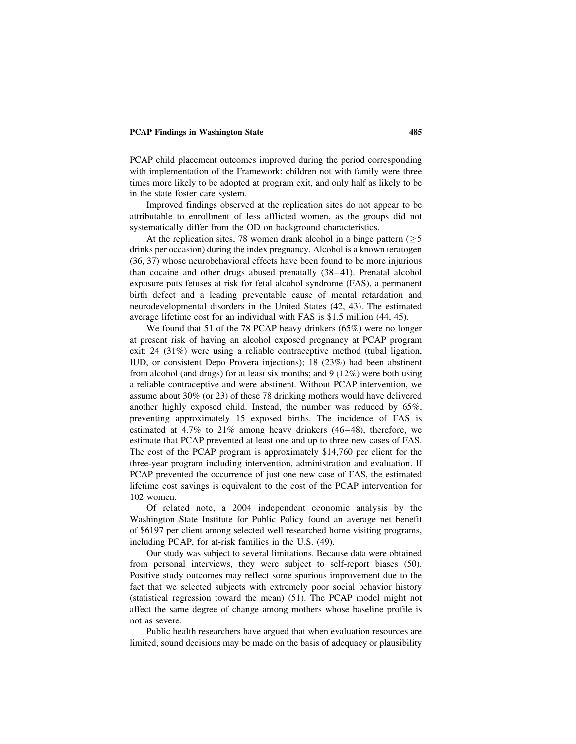PCAP child placement outcomes improved during the period corresponding with implementation of the Framework: children not with family were three times more likely to be adopted at program exit, and only half as likely to be in the state foster care system.

Improved findings observed at the replication sites do not appear to be attributable to enrollment of less afflicted women, as the groups did not systematically differ from the OD on background characteristics.

At the replication sites, 78 women drank alcohol in a binge pattern ($\geq 5$ drinks per occasion) during the index pregnancy. Alcohol is a known teratogen (36, 37) whose neurobehavioral effects have been found to be more injurious than cocaine and other drugs abused prenatally (38–41). Prenatal alcohol exposure puts fetuses at risk for fetal alcohol syndrome (FAS), a permanent birth defect and a leading preventable cause of mental retardation and neurodevelopmental disorders in the United States (42, 43). The estimated average lifetime cost for an individual with FAS is \$1.5 million (44, 45).

We found that 51 of the 78 PCAP heavy drinkers (65%) were no longer at present risk of having an alcohol exposed pregnancy at PCAP program exit: 24 (31%) were using a reliable contraceptive method (tubal ligation, IUD, or consistent Depo Provera injections); 18 (23%) had been abstinent from alcohol (and drugs) for at least six months; and 9 (12%) were both using a reliable contraceptive and were abstinent. Without PCAP intervention, we assume about 30% (or 23) of these 78 drinking mothers would have delivered another highly exposed child. Instead, the number was reduced by 65%, preventing approximately 15 exposed births. The incidence of FAS is estimated at 4.7% to 21% among heavy drinkers (46–48), therefore, we estimate that PCAP prevented at least one and up to three new cases of FAS. The cost of the PCAP program is approximately \$14,760 per client for the three-year program including intervention, administration and evaluation. If PCAP prevented the occurrence of just one new case of FAS, the estimated lifetime cost savings is equivalent to the cost of the PCAP intervention for 102 women.

Of related note, a 2004 independent economic analysis by the Washington State Institute for Public Policy found an average net benefit of \$6197 per client among selected well researched home visiting programs, including PCAP, for at-risk families in the U.S. (49).

Our study was subject to several limitations. Because data were obtained from personal interviews, they were subject to self-report biases (50). Positive study outcomes may reflect some spurious improvement due to the fact that we selected subjects with extremely poor social behavior history (statistical regression toward the mean) (51). The PCAP model might not affect the same degree of change among mothers whose baseline profile is not as severe.

Public health researchers have argued that when evaluation resources are limited, sound decisions may be made on the basis of adequacy or plausibility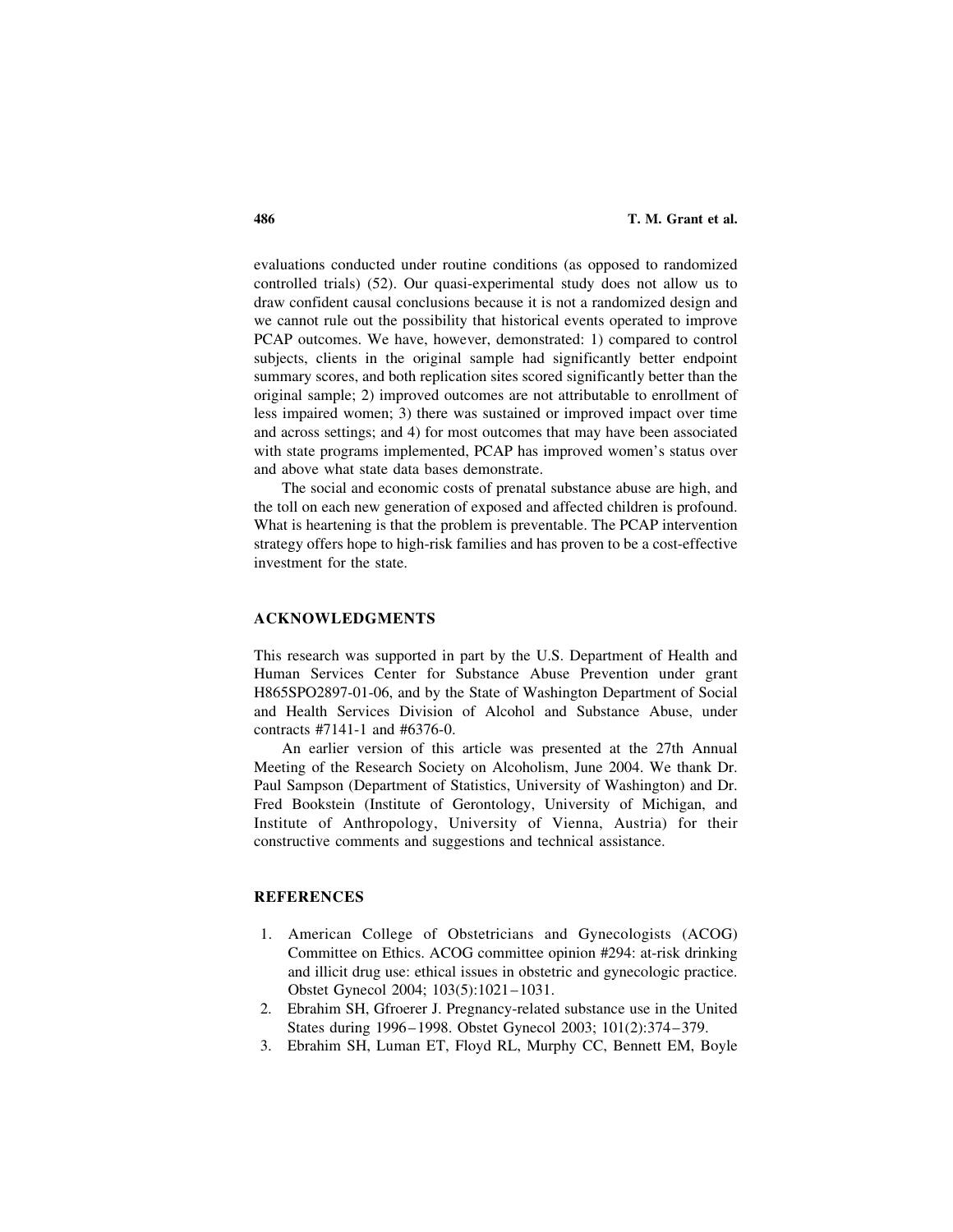evaluations conducted under routine conditions (as opposed to randomized controlled trials) (52). Our quasi-experimental study does not allow us to draw confident causal conclusions because it is not a randomized design and we cannot rule out the possibility that historical events operated to improve PCAP outcomes. We have, however, demonstrated: 1) compared to control subjects, clients in the original sample had significantly better endpoint summary scores, and both replication sites scored significantly better than the original sample; 2) improved outcomes are not attributable to enrollment of less impaired women; 3) there was sustained or improved impact over time and across settings; and 4) for most outcomes that may have been associated with state programs implemented, PCAP has improved women's status over and above what state data bases demonstrate.

The social and economic costs of prenatal substance abuse are high, and the toll on each new generation of exposed and affected children is profound. What is heartening is that the problem is preventable. The PCAP intervention strategy offers hope to high-risk families and has proven to be a cost-effective investment for the state.

## ACKNOWLEDGMENTS

This research was supported in part by the U.S. Department of Health and Human Services Center for Substance Abuse Prevention under grant H865SPO2897-01-06, and by the State of Washington Department of Social and Health Services Division of Alcohol and Substance Abuse, under contracts #7141-1 and #6376-0.

An earlier version of this article was presented at the 27th Annual Meeting of the Research Society on Alcoholism, June 2004. We thank Dr. Paul Sampson (Department of Statistics, University of Washington) and Dr. Fred Bookstein (Institute of Gerontology, University of Michigan, and Institute of Anthropology, University of Vienna, Austria) for their constructive comments and suggestions and technical assistance.

## REFERENCES

1. American College of Obstetricians and Gynecologists (ACOG) Committee on Ethics. ACOG committee opinion #294: at-risk drinking and illicit drug use: ethical issues in obstetric and gynecologic practice. Obstet Gynecol 2004; 103(5):1021–1031.
2. Ebrahim SH, Gfroerer J. Pregnancy-related substance use in the United States during 1996–1998. Obstet Gynecol 2003; 101(2):374–379.
3. Ebrahim SH, Luman ET, Floyd RL, Murphy CC, Bennett EM, Boyle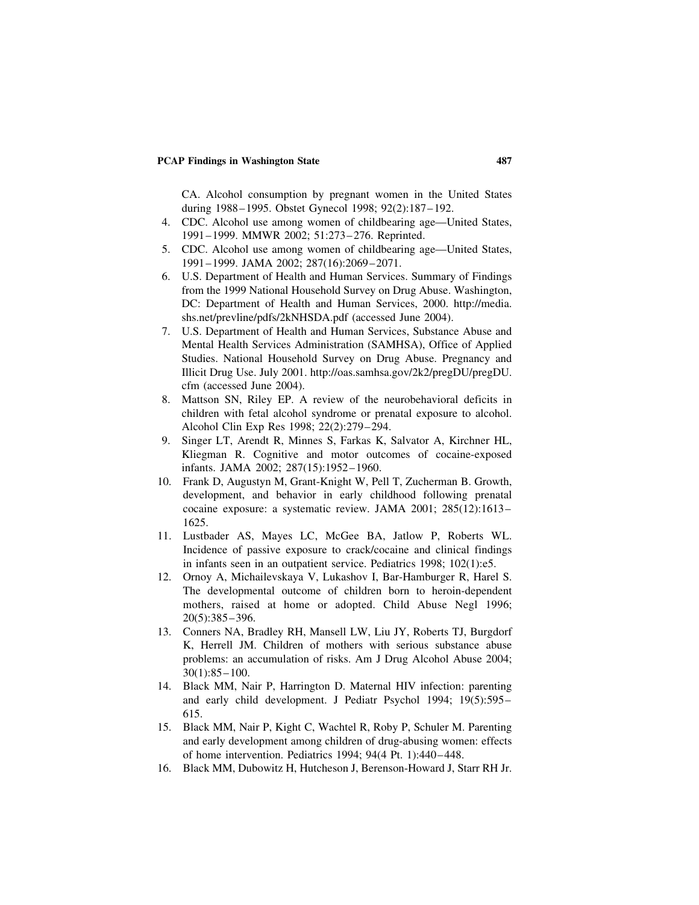CA. Alcohol consumption by pregnant women in the United States during 1988–1995. Obstet Gynecol 1998; 92(2):187–192.

4. CDC. Alcohol use among women of childbearing age—United States, 1991–1999. MMWR 2002; 51:273–276. Reprinted.
5. CDC. Alcohol use among women of childbearing age—United States, 1991–1999. JAMA 2002; 287(16):2069–2071.
6. U.S. Department of Health and Human Services. Summary of Findings from the 1999 National Household Survey on Drug Abuse. Washington, DC: Department of Health and Human Services, 2000. http://media.shs.net/prevline/pdfs/2kNHSDA.pdf (accessed June 2004).
7. U.S. Department of Health and Human Services, Substance Abuse and Mental Health Services Administration (SAMHSA), Office of Applied Studies. National Household Survey on Drug Abuse. Pregnancy and Illicit Drug Use. July 2001. http://oas.samhsa.gov/2k2/pregDU/pregDU.cfm (accessed June 2004).
8. Mattson SN, Riley EP. A review of the neurobehavioral deficits in children with fetal alcohol syndrome or prenatal exposure to alcohol. Alcohol Clin Exp Res 1998; 22(2):279–294.
9. Singer LT, Arendt R, Minnes S, Farkas K, Salvator A, Kirchner HL, Kliegman R. Cognitive and motor outcomes of cocaine-exposed infants. JAMA 2002; 287(15):1952–1960.
10. Frank D, Augustyn M, Grant-Knight W, Pell T, Zucherman B. Growth, development, and behavior in early childhood following prenatal cocaine exposure: a systematic review. JAMA 2001; 285(12):1613–1625.
11. Lustbader AS, Mayes LC, McGee BA, Jatlow P, Roberts WL. Incidence of passive exposure to crack/cocaine and clinical findings in infants seen in an outpatient service. Pediatrics 1998; 102(1):e5.
12. Ornoy A, Michailevskaya V, Lukashov I, Bar-Hamburger R, Harel S. The developmental outcome of children born to heroin-dependent mothers, raised at home or adopted. Child Abuse Negl 1996; 20(5):385–396.
13. Conners NA, Bradley RH, Mansell LW, Liu JY, Roberts TJ, Burgdorf K, Herrell JM. Children of mothers with serious substance abuse problems: an accumulation of risks. Am J Drug Alcohol Abuse 2004; 30(1):85–100.
14. Black MM, Nair P, Harrington D. Maternal HIV infection: parenting and early child development. J Pediatr Psychol 1994; 19(5):595–615.
15. Black MM, Nair P, Kight C, Wachtel R, Roby P, Schuler M. Parenting and early development among children of drug-abusing women: effects of home intervention. Pediatrics 1994; 94(4 Pt. 1):440–448.
16. Black MM, Dubowitz H, Hutcheson J, Berenson-Howard J, Starr RH Jr.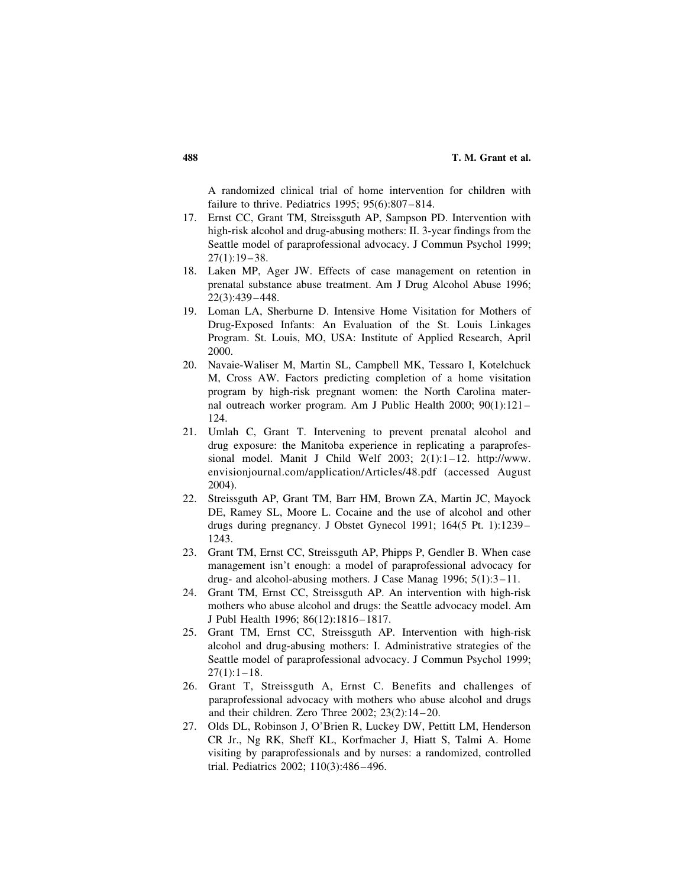A randomized clinical trial of home intervention for children with failure to thrive. Pediatrics 1995; 95(6):807–814.

17. Ernst CC, Grant TM, Streissguth AP, Sampson PD. Intervention with high-risk alcohol and drug-abusing mothers: II. 3-year findings from the Seattle model of paraprofessional advocacy. J Commun Psychol 1999; 27(1):19–38.
18. Laken MP, Ager JW. Effects of case management on retention in prenatal substance abuse treatment. Am J Drug Alcohol Abuse 1996; 22(3):439–448.
19. Loman LA, Sherburne D. Intensive Home Visitation for Mothers of Drug-Exposed Infants: An Evaluation of the St. Louis Linkages Program. St. Louis, MO, USA: Institute of Applied Research, April 2000.
20. Navaie-Waliser M, Martin SL, Campbell MK, Tessaro I, Kotelchuck M, Cross AW. Factors predicting completion of a home visitation program by high-risk pregnant women: the North Carolina maternal outreach worker program. Am J Public Health 2000; 90(1):121–124.
21. Umlah C, Grant T. Intervening to prevent prenatal alcohol and drug exposure: the Manitoba experience in replicating a paraprofessional model. Manit J Child Welf 2003; 2(1):1–12. http://www.envisionjournal.com/application/Articles/48.pdf (accessed August 2004).
22. Streissguth AP, Grant TM, Barr HM, Brown ZA, Martin JC, Mayock DE, Ramey SL, Moore L. Cocaine and the use of alcohol and other drugs during pregnancy. J Obstet Gynecol 1991; 164(5 Pt. 1):1239–1243.
23. Grant TM, Ernst CC, Streissguth AP, Phipps P, Gendler B. When case management isn't enough: a model of paraprofessional advocacy for drug- and alcohol-abusing mothers. J Case Manag 1996; 5(1):3–11.
24. Grant TM, Ernst CC, Streissguth AP. An intervention with high-risk mothers who abuse alcohol and drugs: the Seattle advocacy model. Am J Publ Health 1996; 86(12):1816–1817.
25. Grant TM, Ernst CC, Streissguth AP. Intervention with high-risk alcohol and drug-abusing mothers: I. Administrative strategies of the Seattle model of paraprofessional advocacy. J Commun Psychol 1999; 27(1):1–18.
26. Grant T, Streissguth A, Ernst C. Benefits and challenges of paraprofessional advocacy with mothers who abuse alcohol and drugs and their children. Zero Three 2002; 23(2):14–20.
27. Olds DL, Robinson J, O'Brien R, Luckey DW, Pettitt LM, Henderson CR Jr., Ng RK, Sheff KL, Korfmacher J, Hiatt S, Talmi A. Home visiting by paraprofessionals and by nurses: a randomized, controlled trial. Pediatrics 2002; 110(3):486–496.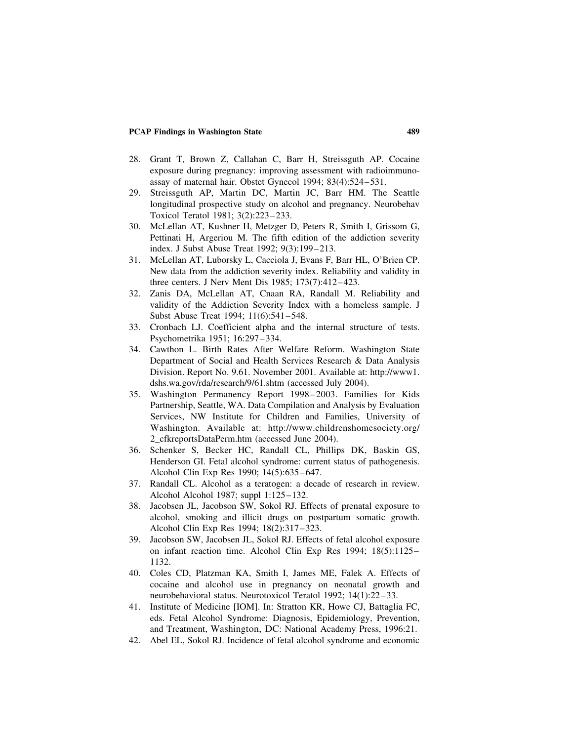28. Grant T, Brown Z, Callahan C, Barr H, Streissguth AP. Cocaine exposure during pregnancy: improving assessment with radioimmunoassay of maternal hair. Obstet Gynecol 1994; 83(4):524–531.
29. Streissguth AP, Martin DC, Martin JC, Barr HM. The Seattle longitudinal prospective study on alcohol and pregnancy. Neurobehav Toxicol Teratol 1981; 3(2):223–233.
30. McLellan AT, Kushner H, Metzger D, Peters R, Smith I, Grissom G, Pettinati H, Argeriou M. The fifth edition of the addiction severity index. J Subst Abuse Treat 1992; 9(3):199–213.
31. McLellan AT, Luborsky L, Cacciola J, Evans F, Barr HL, O'Brien CP. New data from the addiction severity index. Reliability and validity in three centers. J Nerv Ment Dis 1985; 173(7):412–423.
32. Zanis DA, McLellan AT, Cnaan RA, Randall M. Reliability and validity of the Addiction Severity Index with a homeless sample. J Subst Abuse Treat 1994; 11(6):541–548.
33. Cronbach LJ. Coefficient alpha and the internal structure of tests. Psychometrika 1951; 16:297–334.
34. Cawthon L. Birth Rates After Welfare Reform. Washington State Department of Social and Health Services Research & Data Analysis Division. Report No. 9.61. November 2001. Available at: http://www1.dshs.wa.gov/rda/research/9/61.shtm (accessed July 2004).
35. Washington Permanency Report 1998–2003. Families for Kids Partnership, Seattle, WA. Data Compilation and Analysis by Evaluation Services, NW Institute for Children and Families, University of Washington. Available at: http://www.childrenshomesociety.org/2_cfkreportsDataPerm.htm (accessed June 2004).
36. Schenker S, Becker HC, Randall CL, Phillips DK, Baskin GS, Henderson GI. Fetal alcohol syndrome: current status of pathogenesis. Alcohol Clin Exp Res 1990; 14(5):635–647.
37. Randall CL. Alcohol as a teratogen: a decade of research in review. Alcohol Alcohol 1987; suppl 1:125–132.
38. Jacobsen JL, Jacobson SW, Sokol RJ. Effects of prenatal exposure to alcohol, smoking and illicit drugs on postpartum somatic growth. Alcohol Clin Exp Res 1994; 18(2):317–323.
39. Jacobson SW, Jacobsen JL, Sokol RJ. Effects of fetal alcohol exposure on infant reaction time. Alcohol Clin Exp Res 1994; 18(5):1125–1132.
40. Coles CD, Platzman KA, Smith I, James ME, Falek A. Effects of cocaine and alcohol use in pregnancy on neonatal growth and neurobehavioral status. Neurotoxicol Teratol 1992; 14(1):22–33.
41. Institute of Medicine [IOM]. In: Stratton KR, Howe CJ, Battaglia FC, eds. Fetal Alcohol Syndrome: Diagnosis, Epidemiology, Prevention, and Treatment, Washington, DC: National Academy Press, 1996:21.
42. Abel EL, Sokol RJ. Incidence of fetal alcohol syndrome and economic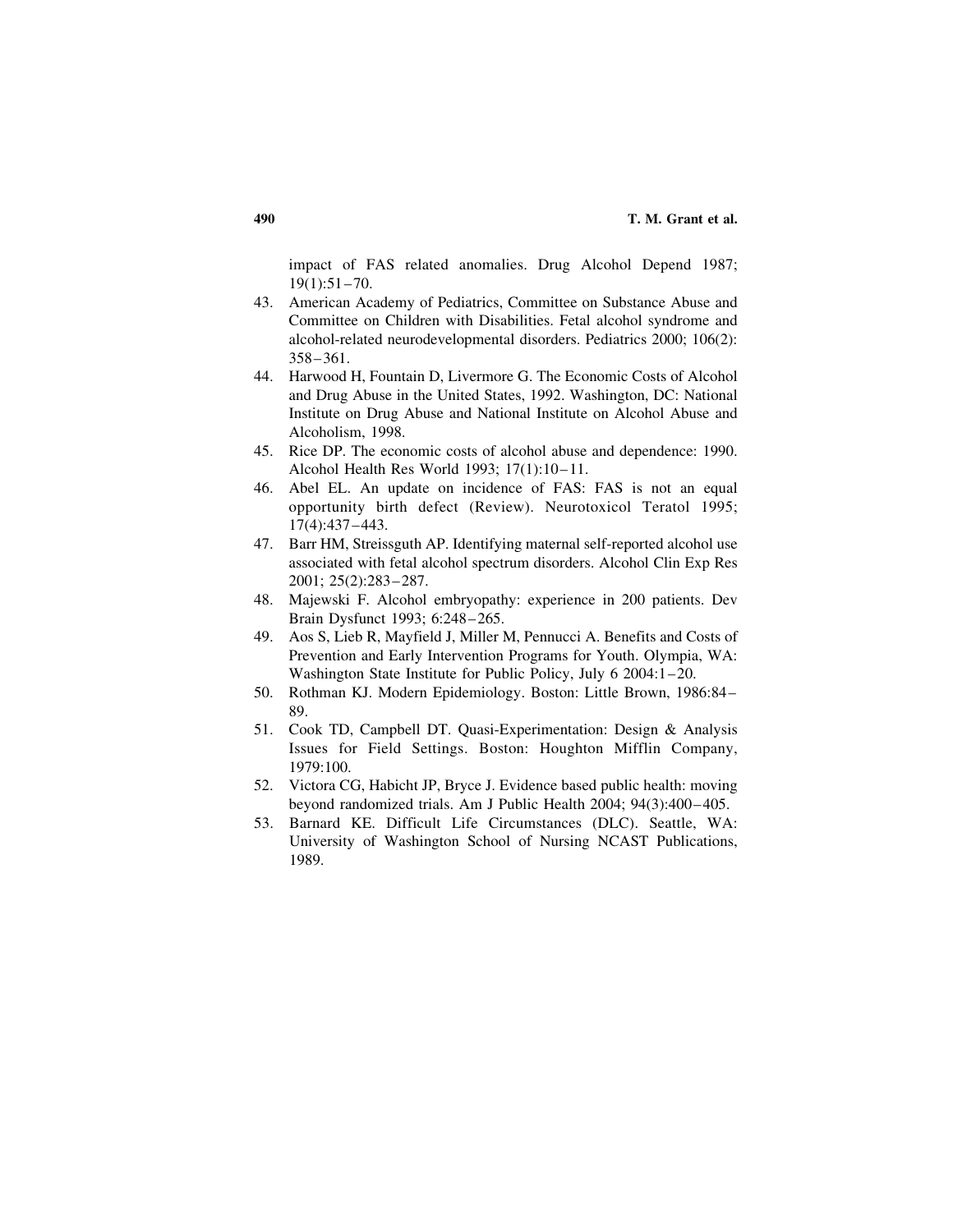impact of FAS related anomalies. Drug Alcohol Depend 1987; 19(1):51–70.

43. American Academy of Pediatrics, Committee on Substance Abuse and Committee on Children with Disabilities. Fetal alcohol syndrome and alcohol-related neurodevelopmental disorders. Pediatrics 2000; 106(2): 358–361.
44. Harwood H, Fountain D, Livermore G. The Economic Costs of Alcohol and Drug Abuse in the United States, 1992. Washington, DC: National Institute on Drug Abuse and National Institute on Alcohol Abuse and Alcoholism, 1998.
45. Rice DP. The economic costs of alcohol abuse and dependence: 1990. Alcohol Health Res World 1993; 17(1):10–11.
46. Abel EL. An update on incidence of FAS: FAS is not an equal opportunity birth defect (Review). Neurotoxicol Teratol 1995; 17(4):437–443.
47. Barr HM, Streissguth AP. Identifying maternal self-reported alcohol use associated with fetal alcohol spectrum disorders. Alcohol Clin Exp Res 2001; 25(2):283–287.
48. Majewski F. Alcohol embryopathy: experience in 200 patients. Dev Brain Dysfunct 1993; 6:248–265.
49. Aos S, Lieb R, Mayfield J, Miller M, Pennucci A. Benefits and Costs of Prevention and Early Intervention Programs for Youth. Olympia, WA: Washington State Institute for Public Policy, July 6 2004:1–20.
50. Rothman KJ. Modern Epidemiology. Boston: Little Brown, 1986:84–89.
51. Cook TD, Campbell DT. Quasi-Experimentation: Design & Analysis Issues for Field Settings. Boston: Houghton Mifflin Company, 1979:100.
52. Victora CG, Habicht JP, Bryce J. Evidence based public health: moving beyond randomized trials. Am J Public Health 2004; 94(3):400–405.
53. Barnard KE. Difficult Life Circumstances (DLC). Seattle, WA: University of Washington School of Nursing NCAST Publications, 1989.